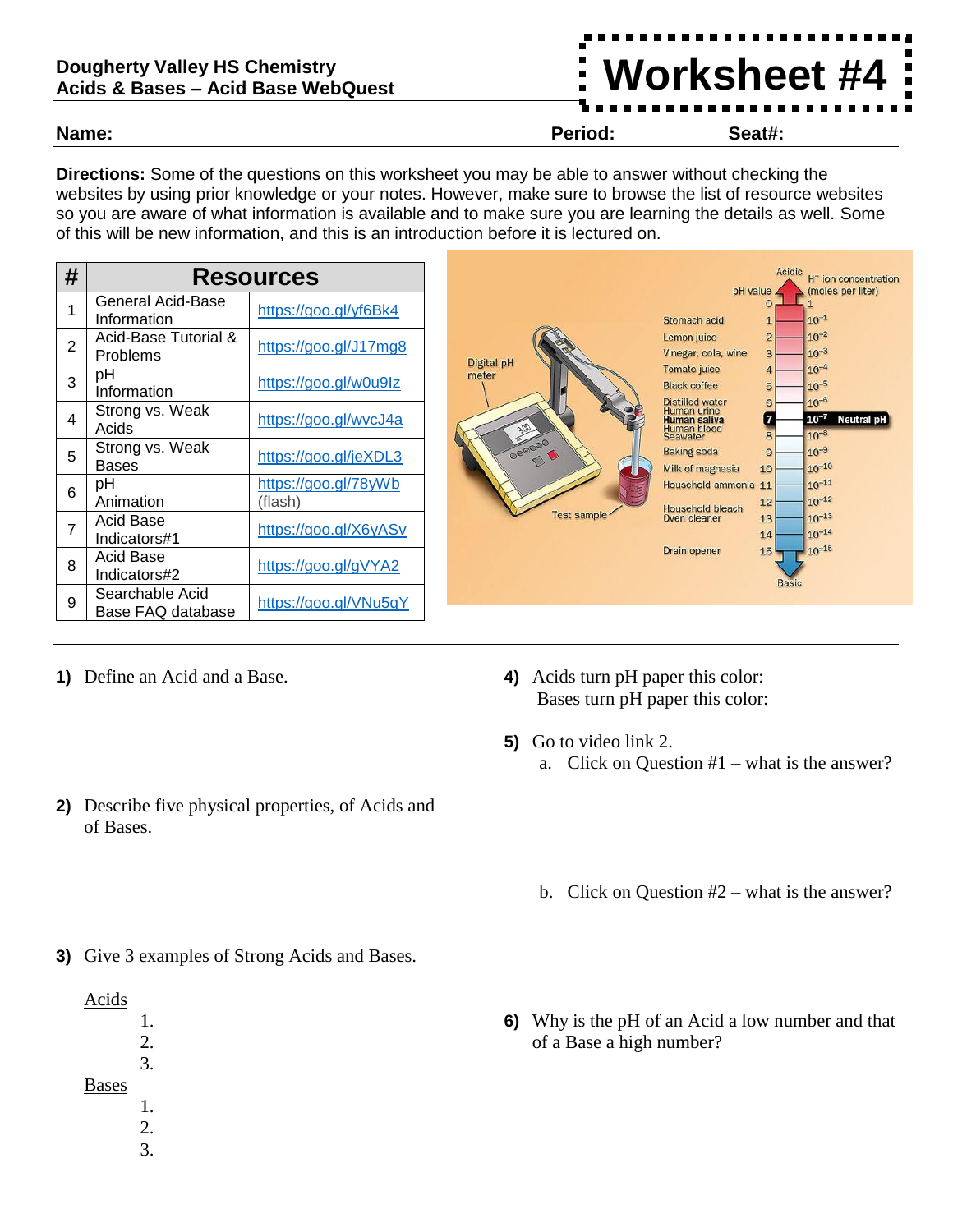**Dougherty Valley HS Chemistry**
**Acids & Bases – Acid Base WebQuest**

# Worksheet #4

**Name:** **Period:** **Seat#:**

**Directions:** Some of the questions on this worksheet you may be able to answer without checking the websites by using prior knowledge or your notes. However, make sure to browse the list of resource websites so you are aware of what information is available and to make sure you are learning the details as well. Some of this will be new information, and this is an introduction before it is lectured on.

| # | Resources | |
|---|---|---|
| 1 | General Acid-Base Information | https://goo.gl/yf6Bk4 |
| 2 | Acid-Base Tutorial & Problems | https://goo.gl/J17mg8 |
| 3 | pH Information | https://goo.gl/w0u9Iz |
| 4 | Strong vs. Weak Acids | https://goo.gl/wvcJ4a |
| 5 | Strong vs. Weak Bases | https://goo.gl/jeXDL3 |
| 6 | pH Animation | https://goo.gl/78yWb (flash) |
| 7 | Acid Base Indicators#1 | https://goo.gl/X6yASv |
| 8 | Acid Base Indicators#2 | https://goo.gl/gVYA2 |
| 9 | Searchable Acid Base FAQ database | https://goo.gl/VNu5qY |

| Substance | pH value | $H^+$ ion concentration (moles per liter) |
|---|---|---|
| | 0 | 1 |
| Stomach acid | 1 | $10^{-1}$ |
| Lemon juice | 2 | $10^{-2}$ |
| Vinegar, cola, wine | 3 | $10^{-3}$ |
| Tomato juice | 4 | $10^{-4}$ |
| Black coffee | 5 | $10^{-5}$ |
| Distilled water, Human urine | 6 | $10^{-6}$ |
| Human saliva | 7 | $10^{-7}$ Neutral pH |
| Human blood, Seawater | 8 | $10^{-8}$ |
| Baking soda | 9 | $10^{-9}$ |
| Milk of magnesia | 10 | $10^{-10}$ |
| Household ammonia | 11 | $10^{-11}$ |
| Household bleach | 12 | $10^{-12}$ |
| Oven cleaner | 13 | $10^{-13}$ |
| | 14 | $10^{-14}$ |
| Drain opener | 15 | $10^{-15}$ |

Acidic (top) → Basic (bottom). Digital pH meter; Test sample.

**1)** Define an Acid and a Base.

**2)** Describe five physical properties, of Acids and of Bases.

**3)** Give 3 examples of Strong Acids and Bases.

Acids
1.
2.
3.

Bases
1.
2.
3.

**4)** Acids turn pH paper this color:
Bases turn pH paper this color:

**5)** Go to video link 2.
a. Click on Question #1 – what is the answer?

b. Click on Question #2 – what is the answer?

**6)** Why is the pH of an Acid a low number and that of a Base a high number?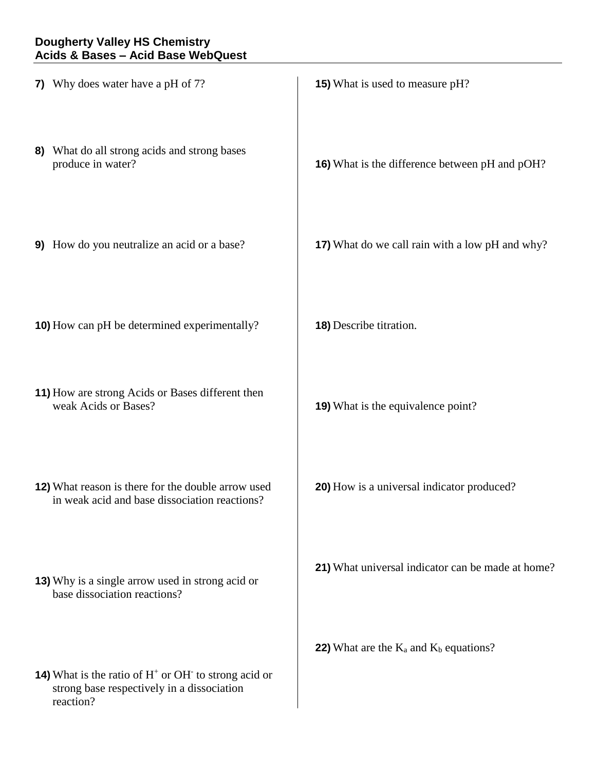**Dougherty Valley HS Chemistry**
**Acids & Bases – Acid Base WebQuest**

**7)** Why does water have a pH of 7?

**8)** What do all strong acids and strong bases produce in water?

**9)** How do you neutralize an acid or a base?

**10)** How can pH be determined experimentally?

**11)** How are strong Acids or Bases different then weak Acids or Bases?

**12)** What reason is there for the double arrow used in weak acid and base dissociation reactions?

**13)** Why is a single arrow used in strong acid or base dissociation reactions?

**14)** What is the ratio of $H^+$ or $OH^-$ to strong acid or strong base respectively in a dissociation reaction?

**15)** What is used to measure pH?

**16)** What is the difference between pH and pOH?

**17)** What do we call rain with a low pH and why?

**18)** Describe titration.

**19)** What is the equivalence point?

**20)** How is a universal indicator produced?

**21)** What universal indicator can be made at home?

**22)** What are the $K_a$ and $K_b$ equations?